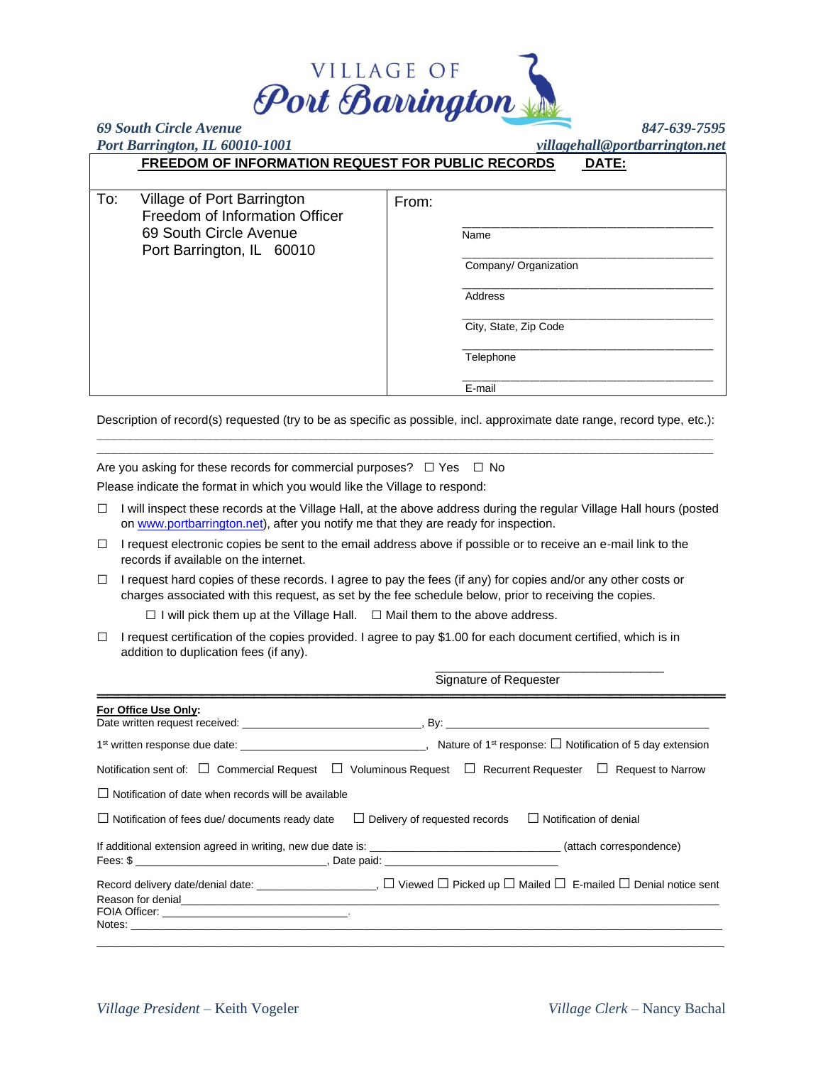# VILLAGE OF Port Barrington

*69 South Circle Avenue*
*Port Barrington, IL 60010-1001*

*847-639-7595*
*villagehall@portbarrington.net*

**FREEDOM OF INFORMATION REQUEST FOR PUBLIC RECORDS** **DATE:**

| To: Village of Port Barrington<br>Freedom of Information Officer<br>69 South Circle Avenue<br>Port Barrington, IL 60010 | From:<br>\_\_\_\_\_\_\_\_\_\_\_\_\_\_\_\_\_\_\_\_\_\_\_\_\_\_\_\_\_\_<br>Name<br>\_\_\_\_\_\_\_\_\_\_\_\_\_\_\_\_\_\_\_\_\_\_\_\_\_\_\_\_\_\_<br>Company/ Organization<br>\_\_\_\_\_\_\_\_\_\_\_\_\_\_\_\_\_\_\_\_\_\_\_\_\_\_\_\_\_\_<br>Address<br>\_\_\_\_\_\_\_\_\_\_\_\_\_\_\_\_\_\_\_\_\_\_\_\_\_\_\_\_\_\_<br>City, State, Zip Code<br>\_\_\_\_\_\_\_\_\_\_\_\_\_\_\_\_\_\_\_\_\_\_\_\_\_\_\_\_\_\_<br>Telephone<br>\_\_\_\_\_\_\_\_\_\_\_\_\_\_\_\_\_\_\_\_\_\_\_\_\_\_\_\_\_\_<br>E-mail |
|---|---|

Description of record(s) requested (try to be as specific as possible, incl. approximate date range, record type, etc.):
\_\_\_\_\_\_\_\_\_\_\_\_\_\_\_\_\_\_\_\_\_\_\_\_\_\_\_\_\_\_\_\_\_\_\_\_\_\_\_\_\_\_\_\_\_\_\_\_\_\_\_\_\_\_\_\_\_\_\_\_\_\_\_\_\_\_\_\_\_\_\_\_\_\_\_\_\_\_\_\_\_\_\_\_
\_\_\_\_\_\_\_\_\_\_\_\_\_\_\_\_\_\_\_\_\_\_\_\_\_\_\_\_\_\_\_\_\_\_\_\_\_\_\_\_\_\_\_\_\_\_\_\_\_\_\_\_\_\_\_\_\_\_\_\_\_\_\_\_\_\_\_\_\_\_\_\_\_\_\_\_\_\_\_\_\_\_\_\_

Are you asking for these records for commercial purposes? ☐ Yes ☐ No

Please indicate the format in which you would like the Village to respond:

☐ I will inspect these records at the Village Hall, at the above address during the regular Village Hall hours (posted on www.portbarrington.net), after you notify me that they are ready for inspection.

☐ I request electronic copies be sent to the email address above if possible or to receive an e-mail link to the records if available on the internet.

☐ I request hard copies of these records. I agree to pay the fees (if any) for copies and/or any other costs or charges associated with this request, as set by the fee schedule below, prior to receiving the copies.

   ☐ I will pick them up at the Village Hall. ☐ Mail them to the above address.

☐ I request certification of the copies provided. I agree to pay $1.00 for each document certified, which is in addition to duplication fees (if any).

\_\_\_\_\_\_\_\_\_\_\_\_\_\_\_\_\_\_\_\_\_\_\_\_\_\_\_\_\_\_\_\_\_\_
Signature of Requester

---

**For Office Use Only:**

Date written request received: \_\_\_\_\_\_\_\_\_\_\_\_\_\_\_\_\_\_\_\_\_\_\_\_\_\_\_\_, By: \_\_\_\_\_\_\_\_\_\_\_\_\_\_\_\_\_\_\_\_\_\_\_\_\_\_\_\_\_\_\_\_\_\_\_\_\_\_\_\_\_\_

1st written response due date: \_\_\_\_\_\_\_\_\_\_\_\_\_\_\_\_\_\_\_\_\_\_\_\_\_\_\_\_\_\_, Nature of 1st response: ☐ Notification of 5 day extension

Notification sent of: ☐ Commercial Request ☐ Voluminous Request ☐ Recurrent Requester ☐ Request to Narrow

☐ Notification of date when records will be available

☐ Notification of fees due/ documents ready date ☐ Delivery of requested records ☐ Notification of denial

If additional extension agreed in writing, new due date is: \_\_\_\_\_\_\_\_\_\_\_\_\_\_\_\_\_\_\_\_\_\_\_\_\_\_\_\_\_\_ (attach correspondence)

Fees: $ \_\_\_\_\_\_\_\_\_\_\_\_\_\_\_\_\_\_\_\_\_\_\_\_\_\_\_\_\_\_\_\_\_\_, Date paid: \_\_\_\_\_\_\_\_\_\_\_\_\_\_\_\_\_\_\_\_\_\_\_\_\_\_\_\_\_\_

Record delivery date/denial date: \_\_\_\_\_\_\_\_\_\_\_\_\_\_\_\_\_\_\_\_\_, ☐ Viewed ☐ Picked up ☐ Mailed ☐ E-mailed ☐ Denial notice sent

Reason for denial\_\_\_\_\_\_\_\_\_\_\_\_\_\_\_\_\_\_\_\_\_\_\_\_\_\_\_\_\_\_\_\_\_\_\_\_\_\_\_\_\_\_\_\_\_\_\_\_\_\_\_\_\_\_\_\_\_\_\_\_\_\_\_\_\_\_\_\_\_\_\_\_\_\_\_\_\_\_\_\_\_\_\_

FOIA Officer: \_\_\_\_\_\_\_\_\_\_\_\_\_\_\_\_\_\_\_\_\_\_\_\_\_\_\_\_\_\_\_\_\_\_.

Notes: \_\_\_\_\_\_\_\_\_\_\_\_\_\_\_\_\_\_\_\_\_\_\_\_\_\_\_\_\_\_\_\_\_\_\_\_\_\_\_\_\_\_\_\_\_\_\_\_\_\_\_\_\_\_\_\_\_\_\_\_\_\_\_\_\_\_\_\_\_\_\_\_\_\_\_\_\_\_\_\_\_\_\_\_\_\_\_\_\_\_\_\_\_\_\_\_\_\_

*Village President* – Keith Vogeler

*Village Clerk* – Nancy Bachal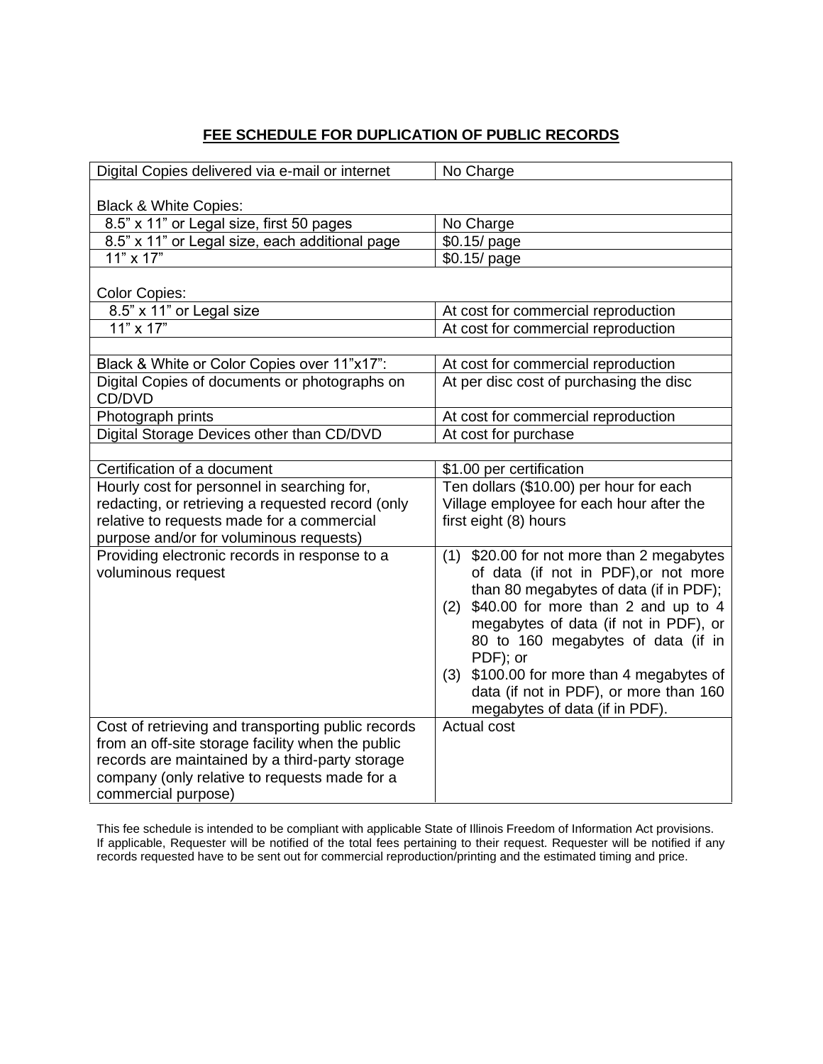## FEE SCHEDULE FOR DUPLICATION OF PUBLIC RECORDS

| | |
|---|---|
| Digital Copies delivered via e-mail or internet | No Charge |
| Black & White Copies: | |
| 8.5" x 11" or Legal size, first 50 pages | No Charge |
| 8.5" x 11" or Legal size, each additional page | $0.15/ page |
| 11" x 17" | $0.15/ page |
| Color Copies: | |
| 8.5" x 11" or Legal size | At cost for commercial reproduction |
| 11" x 17" | At cost for commercial reproduction |
| | |
| Black & White or Color Copies over 11"x17": | At cost for commercial reproduction |
| Digital Copies of documents or photographs on CD/DVD | At per disc cost of purchasing the disc |
| Photograph prints | At cost for commercial reproduction |
| Digital Storage Devices other than CD/DVD | At cost for purchase |
| | |
| Certification of a document | $1.00 per certification |
| Hourly cost for personnel in searching for, redacting, or retrieving a requested record (only relative to requests made for a commercial purpose and/or for voluminous requests) | Ten dollars ($10.00) per hour for each Village employee for each hour after the first eight (8) hours |
| Providing electronic records in response to a voluminous request | (1) $20.00 for not more than 2 megabytes of data (if not in PDF),or not more than 80 megabytes of data (if in PDF); (2) $40.00 for more than 2 and up to 4 megabytes of data (if not in PDF), or 80 to 160 megabytes of data (if in PDF); or (3) $100.00 for more than 4 megabytes of data (if not in PDF), or more than 160 megabytes of data (if in PDF). |
| Cost of retrieving and transporting public records from an off-site storage facility when the public records are maintained by a third-party storage company (only relative to requests made for a commercial purpose) | Actual cost |

This fee schedule is intended to be compliant with applicable State of Illinois Freedom of Information Act provisions. If applicable, Requester will be notified of the total fees pertaining to their request. Requester will be notified if any records requested have to be sent out for commercial reproduction/printing and the estimated timing and price.